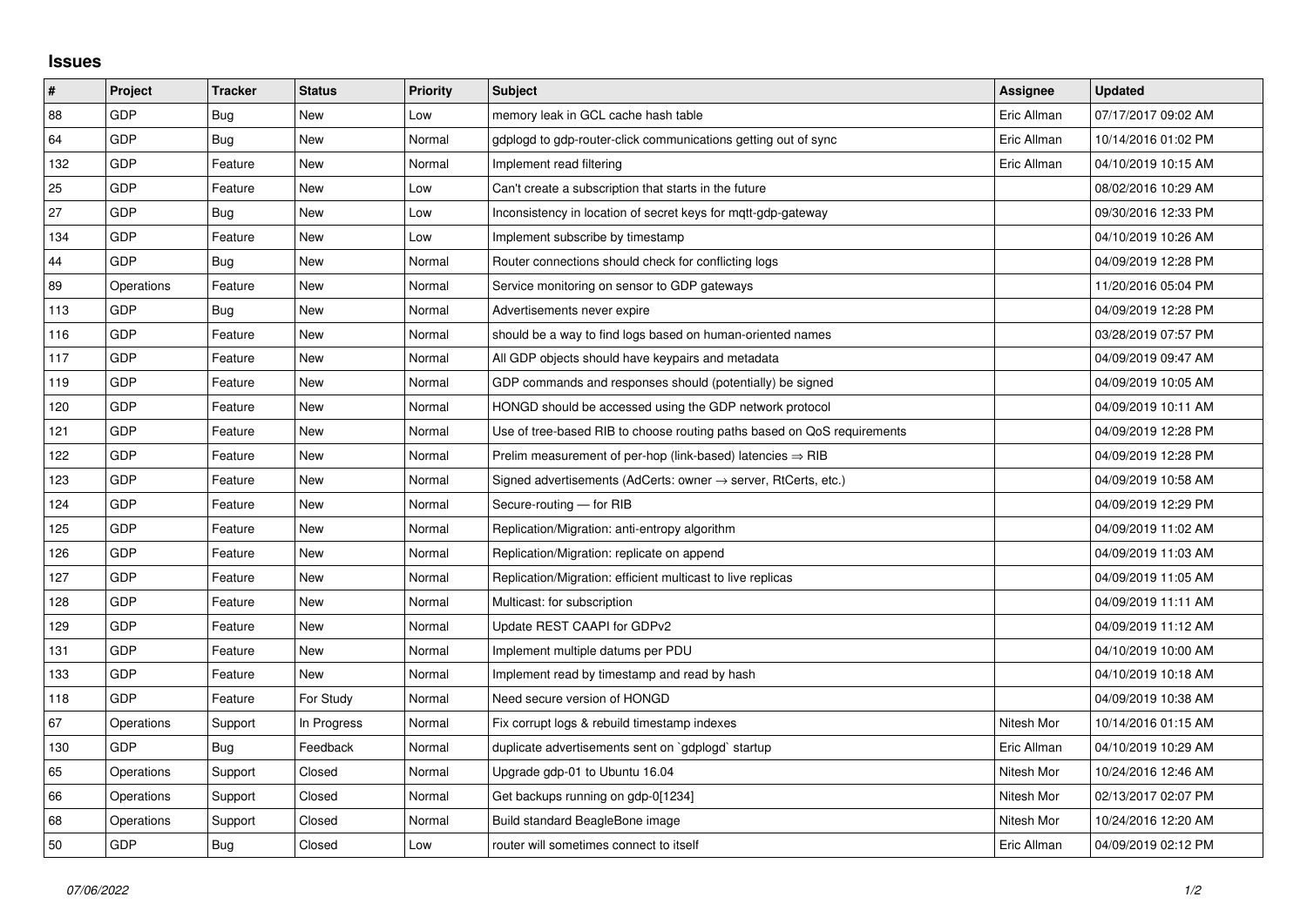## Issues

| # | Project | Tracker | Status | Priority | Subject | Assignee | Updated |
|---|---|---|---|---|---|---|---|
| 88 | GDP | Bug | New | Low | memory leak in GCL cache hash table | Eric Allman | 07/17/2017 09:02 AM |
| 64 | GDP | Bug | New | Normal | gdplogd to gdp-router-click communications getting out of sync | Eric Allman | 10/14/2016 01:02 PM |
| 132 | GDP | Feature | New | Normal | Implement read filtering | Eric Allman | 04/10/2019 10:15 AM |
| 25 | GDP | Feature | New | Low | Can't create a subscription that starts in the future | | 08/02/2016 10:29 AM |
| 27 | GDP | Bug | New | Low | Inconsistency in location of secret keys for mqtt-gdp-gateway | | 09/30/2016 12:33 PM |
| 134 | GDP | Feature | New | Low | Implement subscribe by timestamp | | 04/10/2019 10:26 AM |
| 44 | GDP | Bug | New | Normal | Router connections should check for conflicting logs | | 04/09/2019 12:28 PM |
| 89 | Operations | Feature | New | Normal | Service monitoring on sensor to GDP gateways | | 11/20/2016 05:04 PM |
| 113 | GDP | Bug | New | Normal | Advertisements never expire | | 04/09/2019 12:28 PM |
| 116 | GDP | Feature | New | Normal | should be a way to find logs based on human-oriented names | | 03/28/2019 07:57 PM |
| 117 | GDP | Feature | New | Normal | All GDP objects should have keypairs and metadata | | 04/09/2019 09:47 AM |
| 119 | GDP | Feature | New | Normal | GDP commands and responses should (potentially) be signed | | 04/09/2019 10:05 AM |
| 120 | GDP | Feature | New | Normal | HONGD should be accessed using the GDP network protocol | | 04/09/2019 10:11 AM |
| 121 | GDP | Feature | New | Normal | Use of tree-based RIB to choose routing paths based on QoS requirements | | 04/09/2019 12:28 PM |
| 122 | GDP | Feature | New | Normal | Prelim measurement of per-hop (link-based) latencies ⇒ RIB | | 04/09/2019 12:28 PM |
| 123 | GDP | Feature | New | Normal | Signed advertisements (AdCerts: owner → server, RtCerts, etc.) | | 04/09/2019 10:58 AM |
| 124 | GDP | Feature | New | Normal | Secure-routing — for RIB | | 04/09/2019 12:29 PM |
| 125 | GDP | Feature | New | Normal | Replication/Migration: anti-entropy algorithm | | 04/09/2019 11:02 AM |
| 126 | GDP | Feature | New | Normal | Replication/Migration: replicate on append | | 04/09/2019 11:03 AM |
| 127 | GDP | Feature | New | Normal | Replication/Migration: efficient multicast to live replicas | | 04/09/2019 11:05 AM |
| 128 | GDP | Feature | New | Normal | Multicast: for subscription | | 04/09/2019 11:11 AM |
| 129 | GDP | Feature | New | Normal | Update REST CAAPI for GDPv2 | | 04/09/2019 11:12 AM |
| 131 | GDP | Feature | New | Normal | Implement multiple datums per PDU | | 04/10/2019 10:00 AM |
| 133 | GDP | Feature | New | Normal | Implement read by timestamp and read by hash | | 04/10/2019 10:18 AM |
| 118 | GDP | Feature | For Study | Normal | Need secure version of HONGD | | 04/09/2019 10:38 AM |
| 67 | Operations | Support | In Progress | Normal | Fix corrupt logs & rebuild timestamp indexes | Nitesh Mor | 10/14/2016 01:15 AM |
| 130 | GDP | Bug | Feedback | Normal | duplicate advertisements sent on `gdplogd` startup | Eric Allman | 04/10/2019 10:29 AM |
| 65 | Operations | Support | Closed | Normal | Upgrade gdp-01 to Ubuntu 16.04 | Nitesh Mor | 10/24/2016 12:46 AM |
| 66 | Operations | Support | Closed | Normal | Get backups running on gdp-0[1234] | Nitesh Mor | 02/13/2017 02:07 PM |
| 68 | Operations | Support | Closed | Normal | Build standard BeagleBone image | Nitesh Mor | 10/24/2016 12:20 AM |
| 50 | GDP | Bug | Closed | Low | router will sometimes connect to itself | Eric Allman | 04/09/2019 02:12 PM |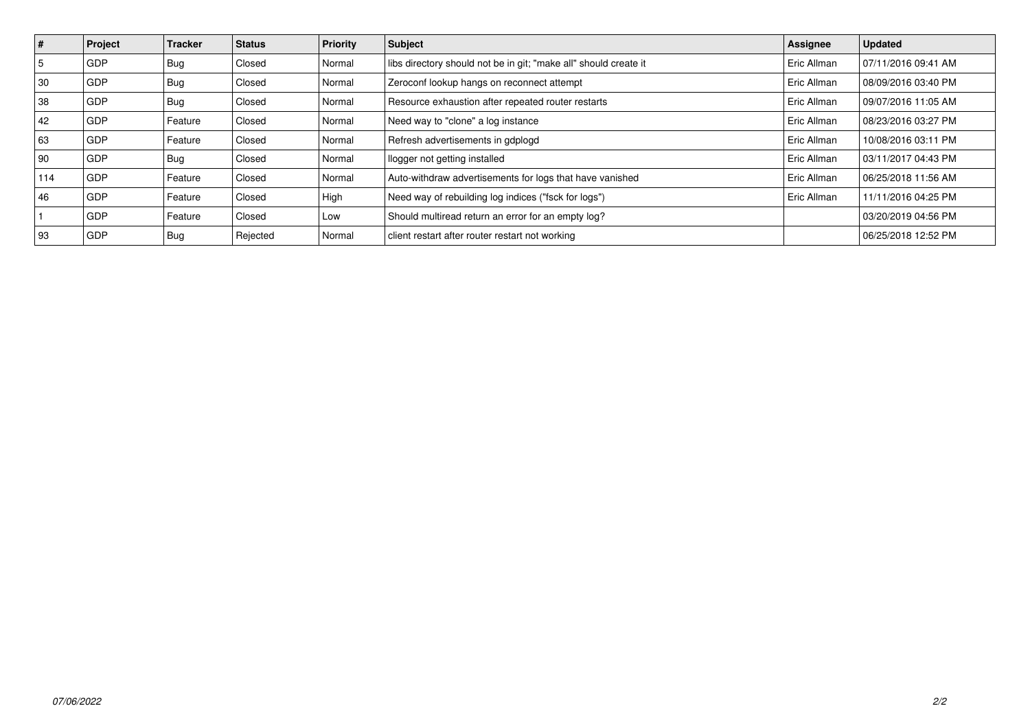| # | Project | Tracker | Status | Priority | Subject | Assignee | Updated |
|---|---|---|---|---|---|---|---|
| 5 | GDP | Bug | Closed | Normal | libs directory should not be in git; "make all" should create it | Eric Allman | 07/11/2016 09:41 AM |
| 30 | GDP | Bug | Closed | Normal | Zeroconf lookup hangs on reconnect attempt | Eric Allman | 08/09/2016 03:40 PM |
| 38 | GDP | Bug | Closed | Normal | Resource exhaustion after repeated router restarts | Eric Allman | 09/07/2016 11:05 AM |
| 42 | GDP | Feature | Closed | Normal | Need way to "clone" a log instance | Eric Allman | 08/23/2016 03:27 PM |
| 63 | GDP | Feature | Closed | Normal | Refresh advertisements in gdplogd | Eric Allman | 10/08/2016 03:11 PM |
| 90 | GDP | Bug | Closed | Normal | llogger not getting installed | Eric Allman | 03/11/2017 04:43 PM |
| 114 | GDP | Feature | Closed | Normal | Auto-withdraw advertisements for logs that have vanished | Eric Allman | 06/25/2018 11:56 AM |
| 46 | GDP | Feature | Closed | High | Need way of rebuilding log indices ("fsck for logs") | Eric Allman | 11/11/2016 04:25 PM |
| 1 | GDP | Feature | Closed | Low | Should multiread return an error for an empty log? | | 03/20/2019 04:56 PM |
| 93 | GDP | Bug | Rejected | Normal | client restart after router restart not working | | 06/25/2018 12:52 PM |